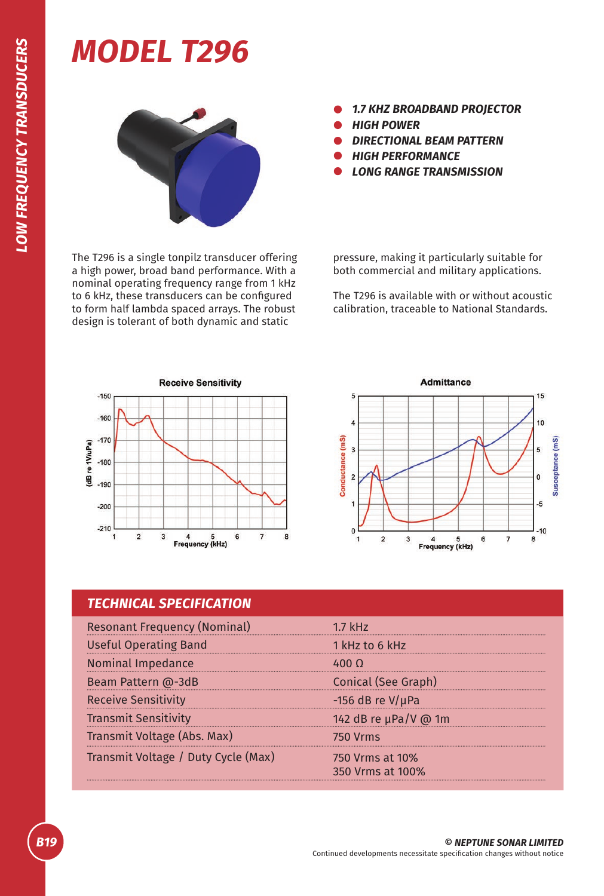# MODEL T296

- 1.7 KHZ BROADBAND PROJECTOR
- HIGH POWER
- DIRECTIONAL BEAM PATTERN
- HIGH PERFORMANCE
- LONG RANGE TRANSMISSION

The T296 is a single tonpilz transducer offering a high power, broad band performance. With a nominal operating frequency range from 1 kHz to 6 kHz, these transducers can be configured to form half lambda spaced arrays. The robust design is tolerant of both dynamic and static pressure, making it particularly suitable for both commercial and military applications.

The T296 is available with or without acoustic calibration, traceable to National Standards.

## TECHNICAL SPECIFICATION

| | |
|---|---|
| Resonant Frequency (Nominal) | 1.7 kHz |
| Useful Operating Band | 1 kHz to 6 kHz |
| Nominal Impedance | 400 Ω |
| Beam Pattern @-3dB | Conical (See Graph) |
| Receive Sensitivity | -156 dB re V/µPa |
| Transmit Sensitivity | 142 dB re µPa/V @ 1m |
| Transmit Voltage (Abs. Max) | 750 Vrms |
| Transmit Voltage / Duty Cycle (Max) | 750 Vrms at 10%<br>350 Vrms at 100% |

© NEPTUNE SONAR LIMITED

Continued developments necessitate specification changes without notice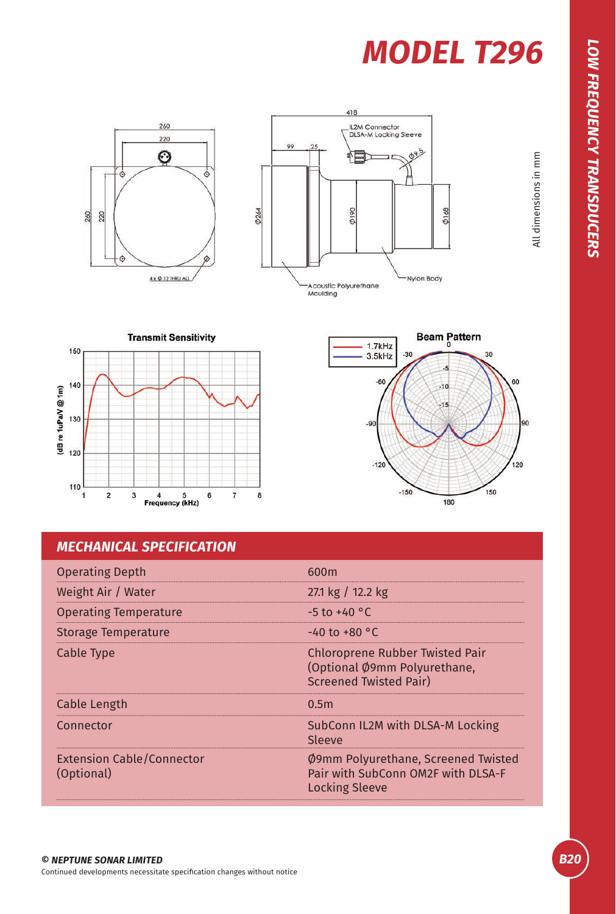# MODEL T296

LOW FREQUENCY TRANSDUCERS

All dimensions in mm

260
220
260
220
4 x Ø 12 THRU ALL

418
99
25
IL2M Connector
DLSA-M Locking Sleeve
Ø9.5
Ø264
Ø190
Ø168
Acoustic Polyurethane Moulding
Nylon Body

Transmit Sensitivity

(dB re 1uPa/V @ 1m)

150
140
130
120
110

1 2 3 4 5 6 7 8
Frequency (kHz)

Beam Pattern

1.7kHz
3.5kHz

0
30
60
90
120
150
180
-150
-120
-90
-60
-30
-5
-10
-15

## MECHANICAL SPECIFICATION

| | |
|---|---|
| Operating Depth | 600m |
| Weight Air / Water | 27.1 kg / 12.2 kg |
| Operating Temperature | -5 to +40 °C |
| Storage Temperature | -40 to +80 °C |
| Cable Type | Chloroprene Rubber Twisted Pair (Optional Ø9mm Polyurethane, Screened Twisted Pair) |
| Cable Length | 0.5m |
| Connector | SubConn IL2M with DLSA-M Locking Sleeve |
| Extension Cable/Connector (Optional) | Ø9mm Polyurethane, Screened Twisted Pair with SubConn OM2F with DLSA-F Locking Sleeve |

***© NEPTUNE SONAR LIMITED***
Continued developments necessitate specification changes without notice